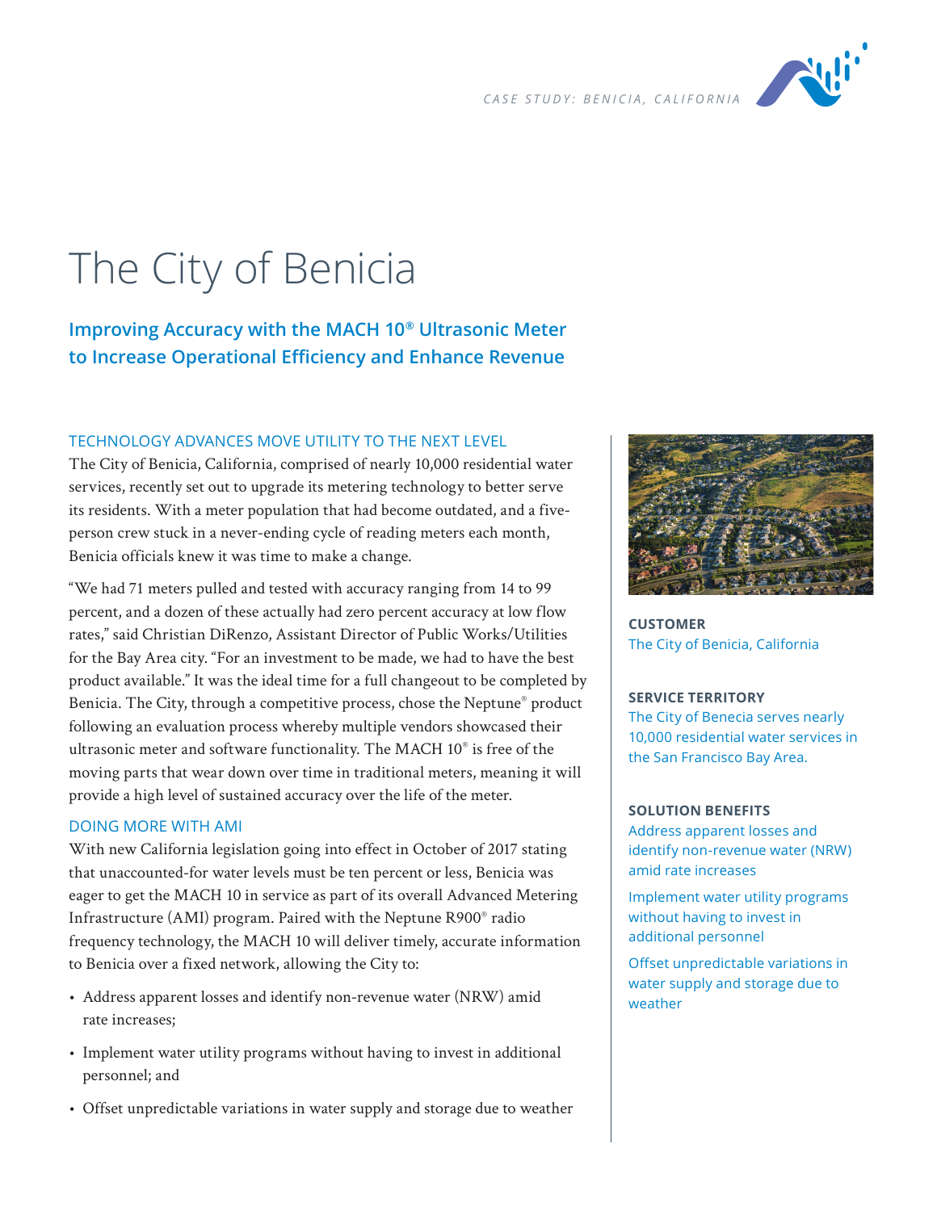CASE STUDY: BENICIA, CALIFORNIA

# The City of Benicia

## Improving Accuracy with the MACH 10® Ultrasonic Meter to Increase Operational Efficiency and Enhance Revenue

### TECHNOLOGY ADVANCES MOVE UTILITY TO THE NEXT LEVEL

The City of Benicia, California, comprised of nearly 10,000 residential water services, recently set out to upgrade its metering technology to better serve its residents. With a meter population that had become outdated, and a five-person crew stuck in a never-ending cycle of reading meters each month, Benicia officials knew it was time to make a change.

"We had 71 meters pulled and tested with accuracy ranging from 14 to 99 percent, and a dozen of these actually had zero percent accuracy at low flow rates," said Christian DiRenzo, Assistant Director of Public Works/Utilities for the Bay Area city. "For an investment to be made, we had to have the best product available." It was the ideal time for a full changeout to be completed by Benicia. The City, through a competitive process, chose the Neptune® product following an evaluation process whereby multiple vendors showcased their ultrasonic meter and software functionality. The MACH 10® is free of the moving parts that wear down over time in traditional meters, meaning it will provide a high level of sustained accuracy over the life of the meter.

### DOING MORE WITH AMI

With new California legislation going into effect in October of 2017 stating that unaccounted-for water levels must be ten percent or less, Benicia was eager to get the MACH 10 in service as part of its overall Advanced Metering Infrastructure (AMI) program. Paired with the Neptune R900® radio frequency technology, the MACH 10 will deliver timely, accurate information to Benicia over a fixed network, allowing the City to:

- Address apparent losses and identify non-revenue water (NRW) amid rate increases;
- Implement water utility programs without having to invest in additional personnel; and
- Offset unpredictable variations in water supply and storage due to weather

**CUSTOMER**

The City of Benicia, California

**SERVICE TERRITORY**

The City of Benecia serves nearly 10,000 residential water services in the San Francisco Bay Area.

**SOLUTION BENEFITS**

Address apparent losses and identify non-revenue water (NRW) amid rate increases

Implement water utility programs without having to invest in additional personnel

Offset unpredictable variations in water supply and storage due to weather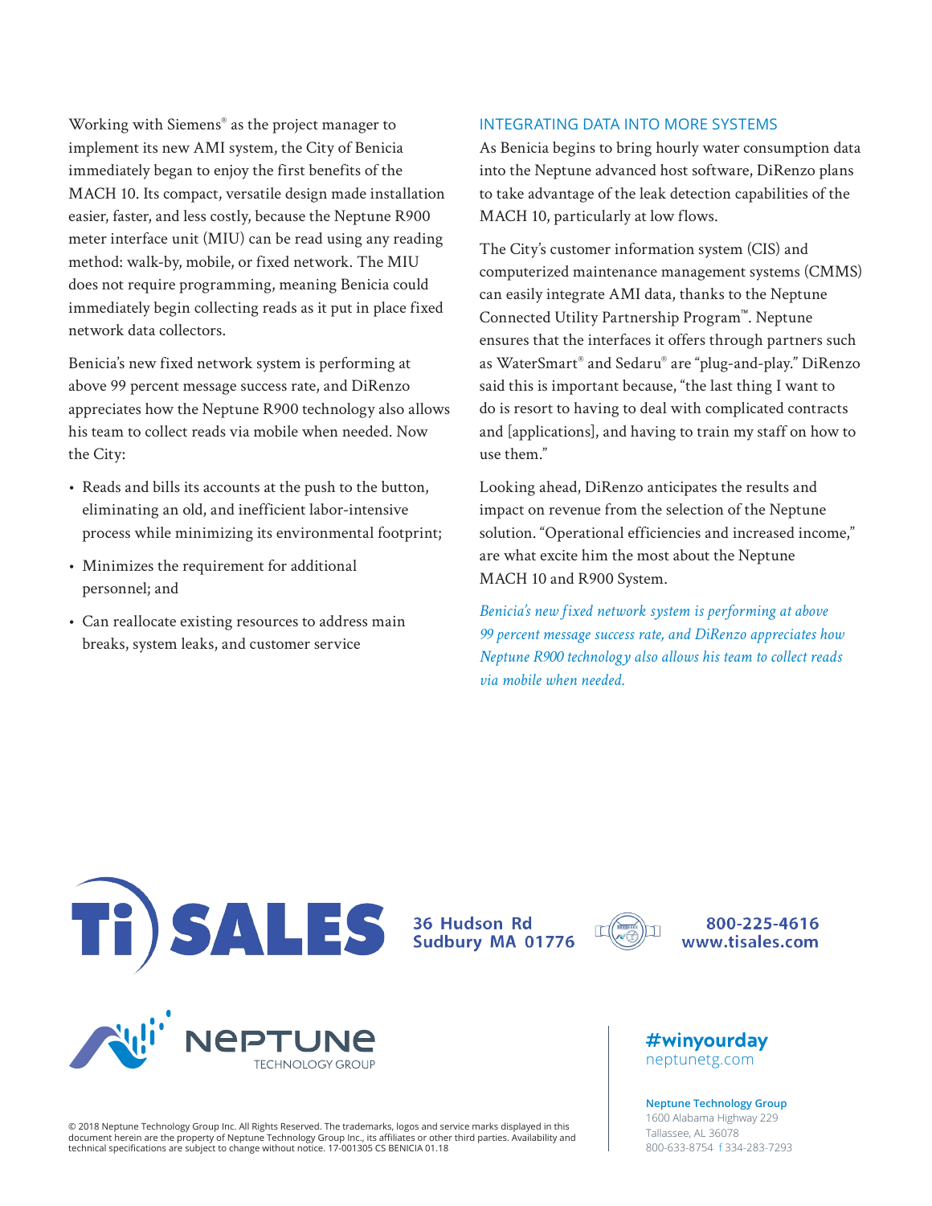Working with Siemens® as the project manager to implement its new AMI system, the City of Benicia immediately began to enjoy the first benefits of the MACH 10. Its compact, versatile design made installation easier, faster, and less costly, because the Neptune R900 meter interface unit (MIU) can be read using any reading method: walk-by, mobile, or fixed network. The MIU does not require programming, meaning Benicia could immediately begin collecting reads as it put in place fixed network data collectors.

Benicia's new fixed network system is performing at above 99 percent message success rate, and DiRenzo appreciates how the Neptune R900 technology also allows his team to collect reads via mobile when needed. Now the City:

- Reads and bills its accounts at the push to the button, eliminating an old, and inefficient labor-intensive process while minimizing its environmental footprint;
- Minimizes the requirement for additional personnel; and
- Can reallocate existing resources to address main breaks, system leaks, and customer service

## INTEGRATING DATA INTO MORE SYSTEMS

As Benicia begins to bring hourly water consumption data into the Neptune advanced host software, DiRenzo plans to take advantage of the leak detection capabilities of the MACH 10, particularly at low flows.

The City's customer information system (CIS) and computerized maintenance management systems (CMMS) can easily integrate AMI data, thanks to the Neptune Connected Utility Partnership Program™. Neptune ensures that the interfaces it offers through partners such as WaterSmart® and Sedaru® are "plug-and-play." DiRenzo said this is important because, "the last thing I want to do is resort to having to deal with complicated contracts and [applications], and having to train my staff on how to use them."

Looking ahead, DiRenzo anticipates the results and impact on revenue from the selection of the Neptune solution. "Operational efficiencies and increased income," are what excite him the most about the Neptune MACH 10 and R900 System.

*Benicia's new fixed network system is performing at above 99 percent message success rate, and DiRenzo appreciates how Neptune R900 technology also allows his team to collect reads via mobile when needed.*

**Ti SALES**
36 Hudson Rd
Sudbury MA 01776
800-225-4616
www.tisales.com

NEPTUNE TECHNOLOGY GROUP

#winyourday
neptunetg.com

**Neptune Technology Group**
1600 Alabama Highway 229
Tallassee, AL 36078
800-633-8754 f 334-283-7293

© 2018 Neptune Technology Group Inc. All Rights Reserved. The trademarks, logos and service marks displayed in this document herein are the property of Neptune Technology Group Inc., its affiliates or other third parties. Availability and technical specifications are subject to change without notice. 17-001305 CS BENICIA 01.18